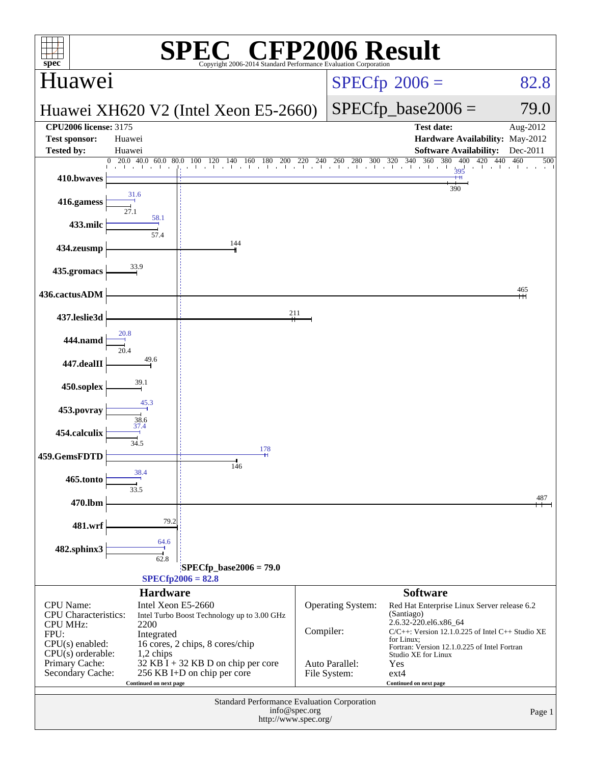# SPEC® CFP2006 Result

Copyright 2006-2014 Standard Performance Evaluation Corporation

## Huawei

**Huawei XH620 V2 (Intel Xeon E5-2660)**

SPECfp 2006 = 82.8

SPECfp_base2006 = 79.0

| | | | |
|---|---|---|---|
| **CPU2006 license:** 3175 | | **Test date:** | Aug-2012 |
| **Test sponsor:** | Huawei | **Hardware Availability:** | May-2012 |
| **Tested by:** | Huawei | **Software Availability:** | Dec-2011 |

| Benchmark | Base | Peak |
|---|---|---|
| 410.bwaves | 390 | 395 |
| 416.gamess | 27.1 | 31.6 |
| 433.milc | 57.4 | 58.1 |
| 434.zeusmp | 144 | |
| 435.gromacs | 33.9 | |
| 436.cactusADM | 465 | |
| 437.leslie3d | 211 | |
| 444.namd | 20.4 | 20.8 |
| 447.dealII | 49.6 | |
| 450.soplex | 39.1 | |
| 453.povray | 38.6 | 45.3 |
| 454.calculix | 34.5 | 37.4 |
| 459.GemsFDTD | 146 | 178 |
| 465.tonto | 33.5 | 38.4 |
| 470.lbm | 487 | |
| 481.wrf | 79.2 | |
| 482.sphinx3 | 62.8 | 64.6 |

SPECfp_base2006 = 79.0

SPECfp2006 = 82.8

### Hardware

| | |
|---|---|
| CPU Name: | Intel Xeon E5-2660 |
| CPU Characteristics: | Intel Turbo Boost Technology up to 3.00 GHz |
| CPU MHz: | 2200 |
| FPU: | Integrated |
| CPU(s) enabled: | 16 cores, 2 chips, 8 cores/chip |
| CPU(s) orderable: | 1,2 chips |
| Primary Cache: | 32 KB I + 32 KB D on chip per core |
| Secondary Cache: | 256 KB I+D on chip per core |

Continued on next page

### Software

| | |
|---|---|
| Operating System: | Red Hat Enterprise Linux Server release 6.2 (Santiago) 2.6.32-220.el6.x86_64 |
| Compiler: | C/C++: Version 12.1.0.225 of Intel C++ Studio XE for Linux; Fortran: Version 12.1.0.225 of Intel Fortran Studio XE for Linux |
| Auto Parallel: | Yes |
| File System: | ext4 |

Continued on next page

Standard Performance Evaluation Corporation
info@spec.org
http://www.spec.org/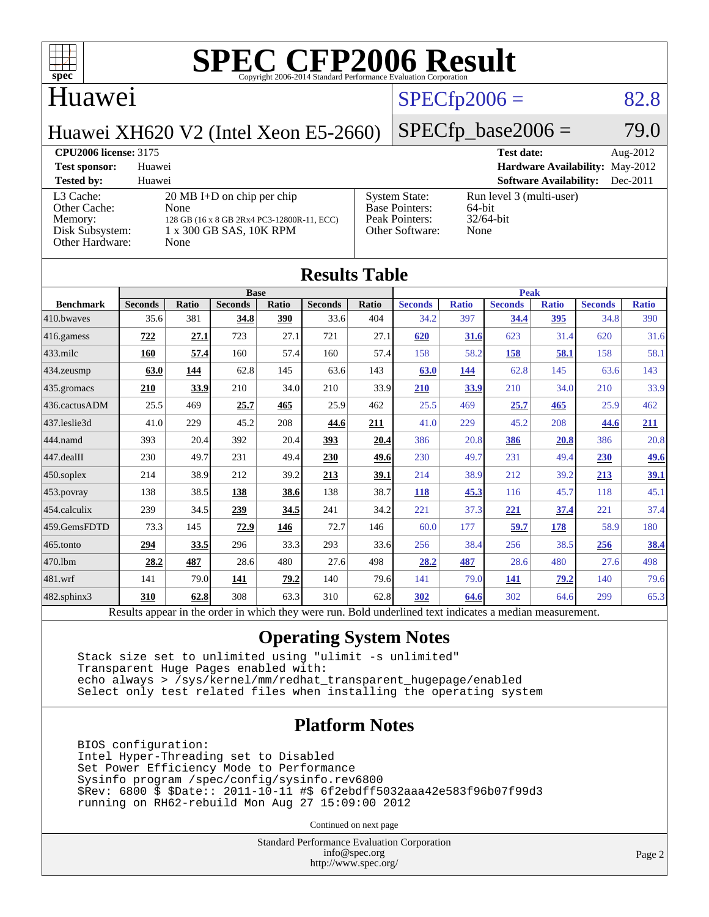# SPEC CFP2006 Result

Copyright 2006-2014 Standard Performance Evaluation Corporation

## Huawei

**Huawei XH620 V2 (Intel Xeon E5-2660)**

SPECfp2006 = 82.8

SPECfp_base2006 = 79.0

| **CPU2006 license:** 3175 | | **Test date:** | Aug-2012 |
|---|---|---|---|
| **Test sponsor:** | Huawei | **Hardware Availability:** | May-2012 |
| **Tested by:** | Huawei | **Software Availability:** | Dec-2011 |

| | | | |
|---|---|---|---|
| L3 Cache: | 20 MB I+D on chip per chip | System State: | Run level 3 (multi-user) |
| Other Cache: | None | Base Pointers: | 64-bit |
| Memory: | 128 GB (16 x 8 GB 2Rx4 PC3-12800R-11, ECC) | Peak Pointers: | 32/64-bit |
| Disk Subsystem: | 1 x 300 GB SAS, 10K RPM | Other Software: | None |
| Other Hardware: | None | | |

## Results Table

| | Base | | | | | | Peak | | | | | |
|---|---|---|---|---|---|---|---|---|---|---|---|---|
| **Benchmark** | **Seconds** | **Ratio** | **Seconds** | **Ratio** | **Seconds** | **Ratio** | **Seconds** | **Ratio** | **Seconds** | **Ratio** | **Seconds** | **Ratio** |
| 410.bwaves | 35.6 | 381 | **34.8** | **390** | 33.6 | 404 | 34.2 | 397 | **34.4** | **395** | 34.8 | 390 |
| 416.gamess | **722** | **27.1** | 723 | 27.1 | 721 | 27.1 | **620** | **31.6** | 623 | 31.4 | 620 | 31.6 |
| 433.milc | **160** | **57.4** | 160 | 57.4 | 160 | 57.4 | 158 | 58.2 | **158** | **58.1** | 158 | 58.1 |
| 434.zeusmp | **63.0** | **144** | 62.8 | 145 | 63.6 | 143 | **63.0** | **144** | 62.8 | 145 | 63.6 | 143 |
| 435.gromacs | **210** | **33.9** | 210 | 34.0 | 210 | 33.9 | **210** | **33.9** | 210 | 34.0 | 210 | 33.9 |
| 436.cactusADM | 25.5 | 469 | **25.7** | **465** | 25.9 | 462 | 25.5 | 469 | **25.7** | **465** | 25.9 | 462 |
| 437.leslie3d | 41.0 | 229 | 45.2 | 208 | **44.6** | **211** | 41.0 | 229 | 45.2 | 208 | **44.6** | **211** |
| 444.namd | 393 | 20.4 | 392 | 20.4 | **393** | **20.4** | 386 | 20.8 | **386** | **20.8** | 386 | 20.8 |
| 447.dealII | 230 | 49.7 | 231 | 49.4 | **230** | **49.6** | 230 | 49.7 | 231 | 49.4 | **230** | **49.6** |
| 450.soplex | 214 | 38.9 | 212 | 39.2 | **213** | **39.1** | 214 | 38.9 | 212 | 39.2 | **213** | **39.1** |
| 453.povray | 138 | 38.5 | **138** | **38.6** | 138 | 38.7 | **118** | **45.3** | 116 | 45.7 | 118 | 45.1 |
| 454.calculix | 239 | 34.5 | **239** | **34.5** | 241 | 34.2 | 221 | 37.3 | **221** | **37.4** | 221 | 37.4 |
| 459.GemsFDTD | 73.3 | 145 | **72.9** | **146** | 72.7 | 146 | 60.0 | 177 | **59.7** | **178** | 58.9 | 180 |
| 465.tonto | **294** | **33.5** | 296 | 33.3 | 293 | 33.6 | 256 | 38.4 | 256 | 38.5 | **256** | **38.4** |
| 470.lbm | **28.2** | **487** | 28.6 | 480 | 27.6 | 498 | **28.2** | **487** | 28.6 | 480 | 27.6 | 498 |
| 481.wrf | 141 | 79.0 | **141** | **79.2** | 140 | 79.6 | 141 | 79.0 | **141** | **79.2** | 140 | 79.6 |
| 482.sphinx3 | **310** | **62.8** | 308 | 63.3 | 310 | 62.8 | **302** | **64.6** | 302 | 64.6 | 299 | 65.3 |

Results appear in the order in which they were run. Bold underlined text indicates a median measurement.

## Operating System Notes

```
Stack size set to unlimited using "ulimit -s unlimited"
Transparent Huge Pages enabled with:
echo always > /sys/kernel/mm/redhat_transparent_hugepage/enabled
Select only test related files when installing the operating system
```

## Platform Notes

```
BIOS configuration:
Intel Hyper-Threading set to Disabled
Set Power Efficiency Mode to Performance
Sysinfo program /spec/config/sysinfo.rev6800
$Rev: 6800 $ $Date:: 2011-10-11 #$ 6f2ebdff5032aaa42e583f96b07f99d3
running on RH62-rebuild Mon Aug 27 15:09:00 2012
```

Continued on next page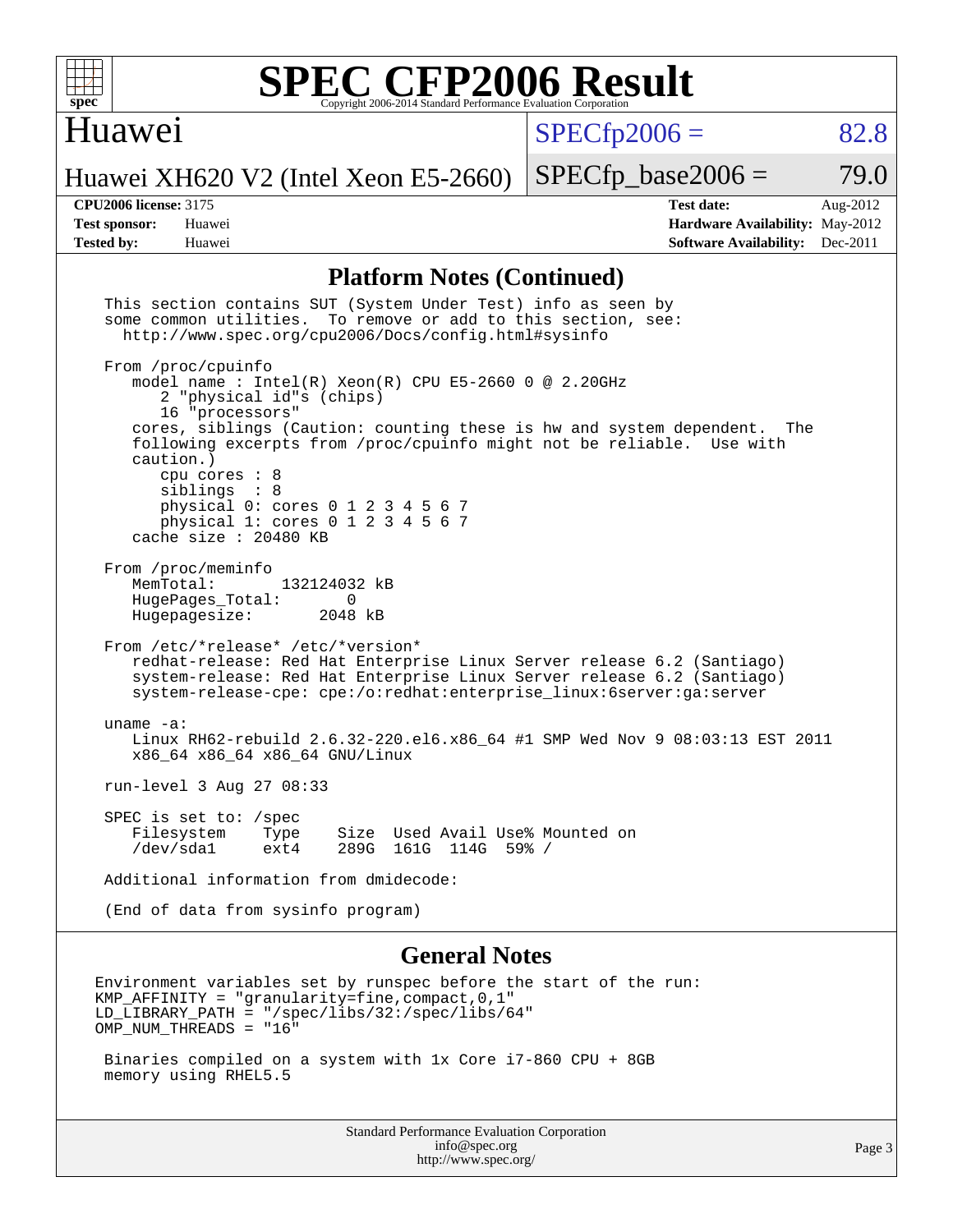## Platform Notes (Continued)

```
This section contains SUT (System Under Test) info as seen by
some common utilities.  To remove or add to this section, see:
  http://www.spec.org/cpu2006/Docs/config.html#sysinfo

From /proc/cpuinfo
   model name : Intel(R) Xeon(R) CPU E5-2660 0 @ 2.20GHz
      2 "physical id"s (chips)
      16 "processors"
   cores, siblings (Caution: counting these is hw and system dependent.  The
   following excerpts from /proc/cpuinfo might not be reliable.  Use with
   caution.)
      cpu cores : 8
      siblings  : 8
      physical 0: cores 0 1 2 3 4 5 6 7
      physical 1: cores 0 1 2 3 4 5 6 7
   cache size : 20480 KB

From /proc/meminfo
   MemTotal:       132124032 kB
   HugePages_Total:       0
   Hugepagesize:       2048 kB

From /etc/*release* /etc/*version*
   redhat-release: Red Hat Enterprise Linux Server release 6.2 (Santiago)
   system-release: Red Hat Enterprise Linux Server release 6.2 (Santiago)
   system-release-cpe: cpe:/o:redhat:enterprise_linux:6server:ga:server

uname -a:
   Linux RH62-rebuild 2.6.32-220.el6.x86_64 #1 SMP Wed Nov 9 08:03:13 EST 2011
   x86_64 x86_64 x86_64 GNU/Linux

run-level 3 Aug 27 08:33

SPEC is set to: /spec
   Filesystem    Type    Size  Used Avail Use% Mounted on
   /dev/sda1     ext4    289G  161G  114G  59% /

Additional information from dmidecode:

(End of data from sysinfo program)
```

## General Notes

```
Environment variables set by runspec before the start of the run:
KMP_AFFINITY = "granularity=fine,compact,0,1"
LD_LIBRARY_PATH = "/spec/libs/32:/spec/libs/64"
OMP_NUM_THREADS = "16"

 Binaries compiled on a system with 1x Core i7-860 CPU + 8GB
 memory using RHEL5.5
```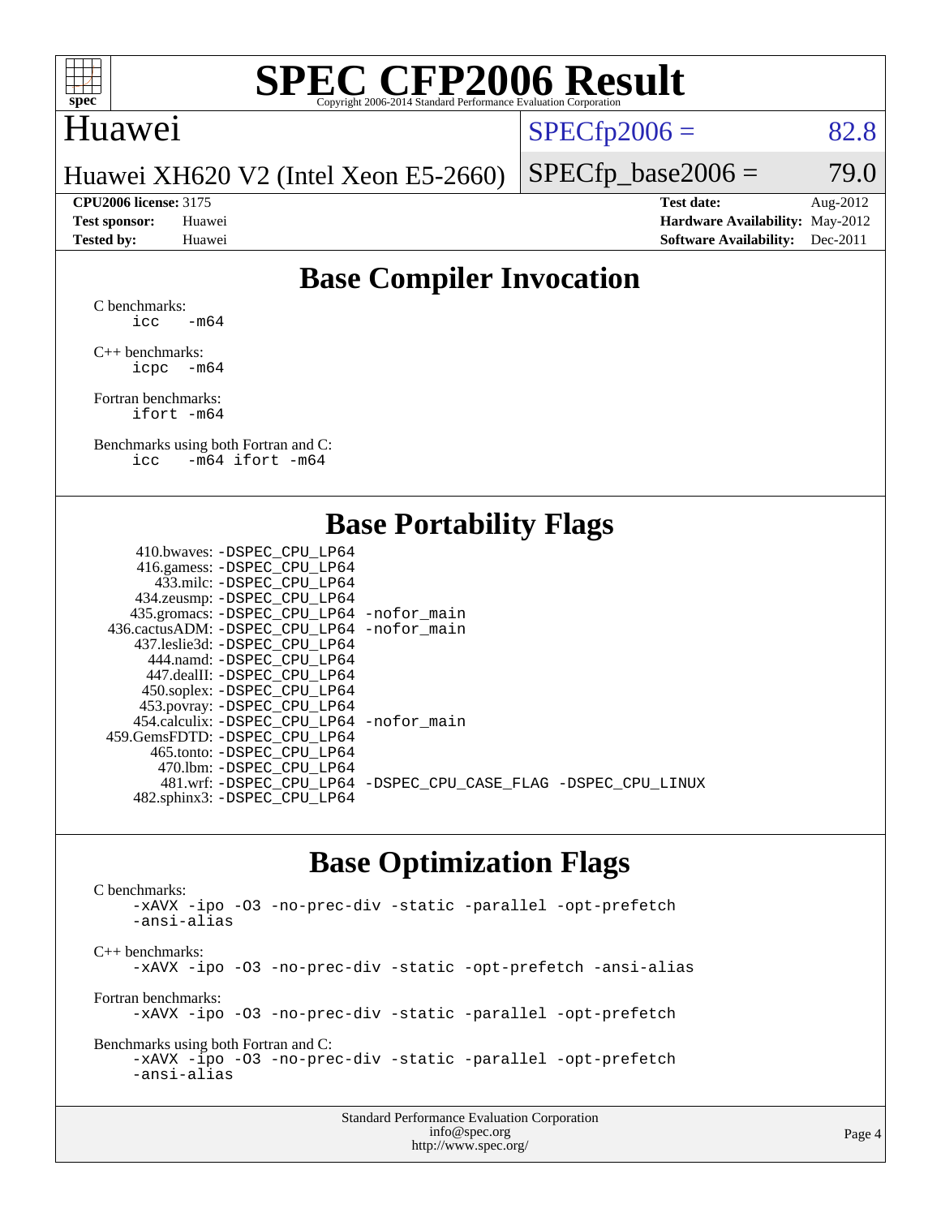# SPEC CFP2006 Result

Copyright 2006-2014 Standard Performance Evaluation Corporation

Huawei

Huawei XH620 V2 (Intel Xeon E5-2660)

SPECfp2006 = 82.8

SPECfp_base2006 = 79.0

| | | | |
|---|---|---|---|
| **CPU2006 license:** 3175 | | **Test date:** | Aug-2012 |
| **Test sponsor:** | Huawei | **Hardware Availability:** | May-2012 |
| **Tested by:** | Huawei | **Software Availability:** | Dec-2011 |

## Base Compiler Invocation

C benchmarks:
```
icc   -m64
```

C++ benchmarks:
```
icpc  -m64
```

Fortran benchmarks:
```
ifort -m64
```

Benchmarks using both Fortran and C:
```
icc   -m64 ifort -m64
```

## Base Portability Flags

| Benchmark | Flags |
|---|---|
| 410.bwaves: | -DSPEC_CPU_LP64 |
| 416.gamess: | -DSPEC_CPU_LP64 |
| 433.milc: | -DSPEC_CPU_LP64 |
| 434.zeusmp: | -DSPEC_CPU_LP64 |
| 435.gromacs: | -DSPEC_CPU_LP64 -nofor_main |
| 436.cactusADM: | -DSPEC_CPU_LP64 -nofor_main |
| 437.leslie3d: | -DSPEC_CPU_LP64 |
| 444.namd: | -DSPEC_CPU_LP64 |
| 447.dealII: | -DSPEC_CPU_LP64 |
| 450.soplex: | -DSPEC_CPU_LP64 |
| 453.povray: | -DSPEC_CPU_LP64 |
| 454.calculix: | -DSPEC_CPU_LP64 -nofor_main |
| 459.GemsFDTD: | -DSPEC_CPU_LP64 |
| 465.tonto: | -DSPEC_CPU_LP64 |
| 470.lbm: | -DSPEC_CPU_LP64 |
| 481.wrf: | -DSPEC_CPU_LP64 -DSPEC_CPU_CASE_FLAG -DSPEC_CPU_LINUX |
| 482.sphinx3: | -DSPEC_CPU_LP64 |

## Base Optimization Flags

C benchmarks:
```
-xAVX -ipo -O3 -no-prec-div -static -parallel -opt-prefetch
-ansi-alias
```

C++ benchmarks:
```
-xAVX -ipo -O3 -no-prec-div -static -opt-prefetch -ansi-alias
```

Fortran benchmarks:
```
-xAVX -ipo -O3 -no-prec-div -static -parallel -opt-prefetch
```

Benchmarks using both Fortran and C:
```
-xAVX -ipo -O3 -no-prec-div -static -parallel -opt-prefetch
-ansi-alias
```

Standard Performance Evaluation Corporation
info@spec.org
http://www.spec.org/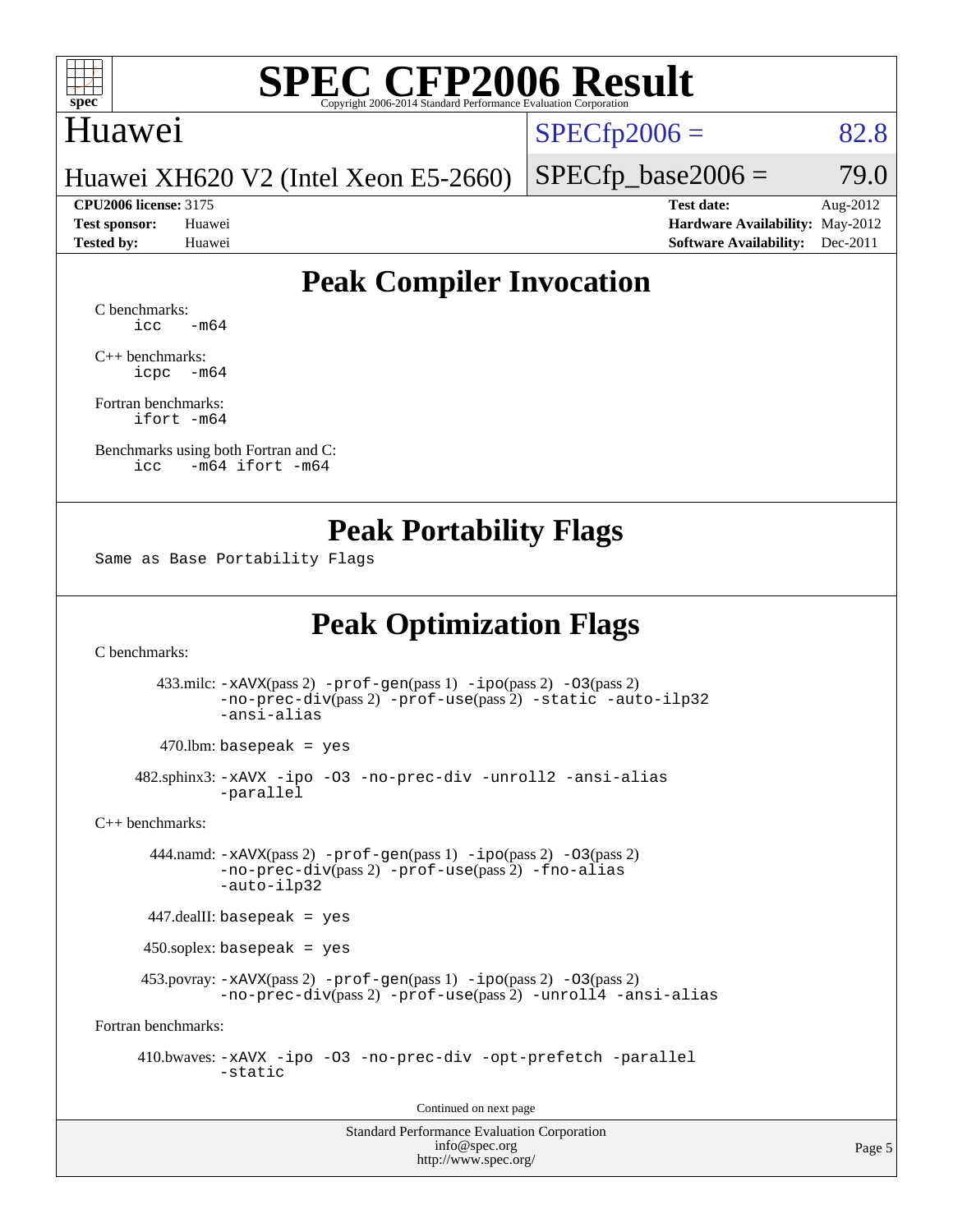# SPEC CFP2006 Result

Copyright 2006-2014 Standard Performance Evaluation Corporation

Huawei

Huawei XH620 V2 (Intel Xeon E5-2660)

SPECfp2006 = 82.8

SPECfp_base2006 = 79.0

**CPU2006 license:** 3175
**Test sponsor:** Huawei
**Tested by:** Huawei

**Test date:** Aug-2012
**Hardware Availability:** May-2012
**Software Availability:** Dec-2011

## Peak Compiler Invocation

C benchmarks:
```
icc   -m64
```

C++ benchmarks:
```
icpc  -m64
```

Fortran benchmarks:
```
ifort -m64
```

Benchmarks using both Fortran and C:
```
icc   -m64 ifort -m64
```

## Peak Portability Flags

Same as Base Portability Flags

## Peak Optimization Flags

C benchmarks:

433.milc: -xAVX(pass 2) -prof-gen(pass 1) -ipo(pass 2) -O3(pass 2) -no-prec-div(pass 2) -prof-use(pass 2) -static -auto-ilp32 -ansi-alias

470.lbm: basepeak = yes

482.sphinx3: -xAVX -ipo -O3 -no-prec-div -unroll2 -ansi-alias -parallel

C++ benchmarks:

444.namd: -xAVX(pass 2) -prof-gen(pass 1) -ipo(pass 2) -O3(pass 2) -no-prec-div(pass 2) -prof-use(pass 2) -fno-alias -auto-ilp32

447.dealII: basepeak = yes

450.soplex: basepeak = yes

453.povray: -xAVX(pass 2) -prof-gen(pass 1) -ipo(pass 2) -O3(pass 2) -no-prec-div(pass 2) -prof-use(pass 2) -unroll4 -ansi-alias

Fortran benchmarks:

410.bwaves: -xAVX -ipo -O3 -no-prec-div -opt-prefetch -parallel -static

Continued on next page

Standard Performance Evaluation Corporation
info@spec.org
http://www.spec.org/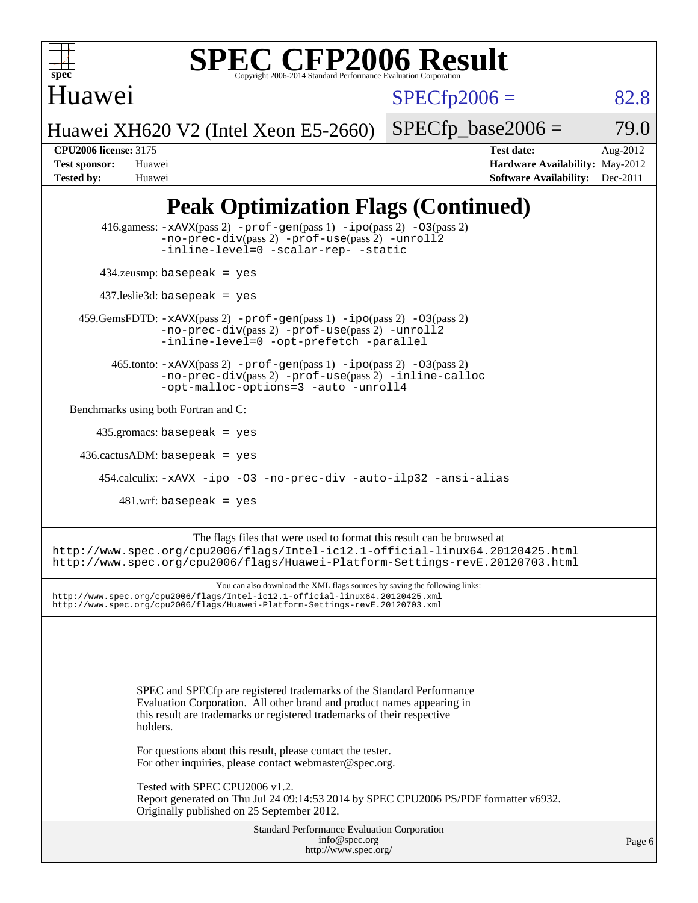# Peak Optimization Flags (Continued)

416.gamess: -xAVX(pass 2) -prof-gen(pass 1) -ipo(pass 2) -O3(pass 2) -no-prec-div(pass 2) -prof-use(pass 2) -unroll2 -inline-level=0 -scalar-rep- -static

434.zeusmp: basepeak = yes

437.leslie3d: basepeak = yes

459.GemsFDTD: -xAVX(pass 2) -prof-gen(pass 1) -ipo(pass 2) -O3(pass 2) -no-prec-div(pass 2) -prof-use(pass 2) -unroll2 -inline-level=0 -opt-prefetch -parallel

465.tonto: -xAVX(pass 2) -prof-gen(pass 1) -ipo(pass 2) -O3(pass 2) -no-prec-div(pass 2) -prof-use(pass 2) -inline-calloc -opt-malloc-options=3 -auto -unroll4

Benchmarks using both Fortran and C:

435.gromacs: basepeak = yes

436.cactusADM: basepeak = yes

454.calculix: -xAVX -ipo -O3 -no-prec-div -auto-ilp32 -ansi-alias

481.wrf: basepeak = yes

The flags files that were used to format this result can be browsed at
http://www.spec.org/cpu2006/flags/Intel-ic12.1-official-linux64.20120425.html
http://www.spec.org/cpu2006/flags/Huawei-Platform-Settings-revE.20120703.html

You can also download the XML flags sources by saving the following links:
http://www.spec.org/cpu2006/flags/Intel-ic12.1-official-linux64.20120425.xml
http://www.spec.org/cpu2006/flags/Huawei-Platform-Settings-revE.20120703.xml

SPEC and SPECfp are registered trademarks of the Standard Performance Evaluation Corporation. All other brand and product names appearing in this result are trademarks or registered trademarks of their respective holders.

For questions about this result, please contact the tester.
For other inquiries, please contact webmaster@spec.org.

Tested with SPEC CPU2006 v1.2.
Report generated on Thu Jul 24 09:14:53 2014 by SPEC CPU2006 PS/PDF formatter v6932.
Originally published on 25 September 2012.